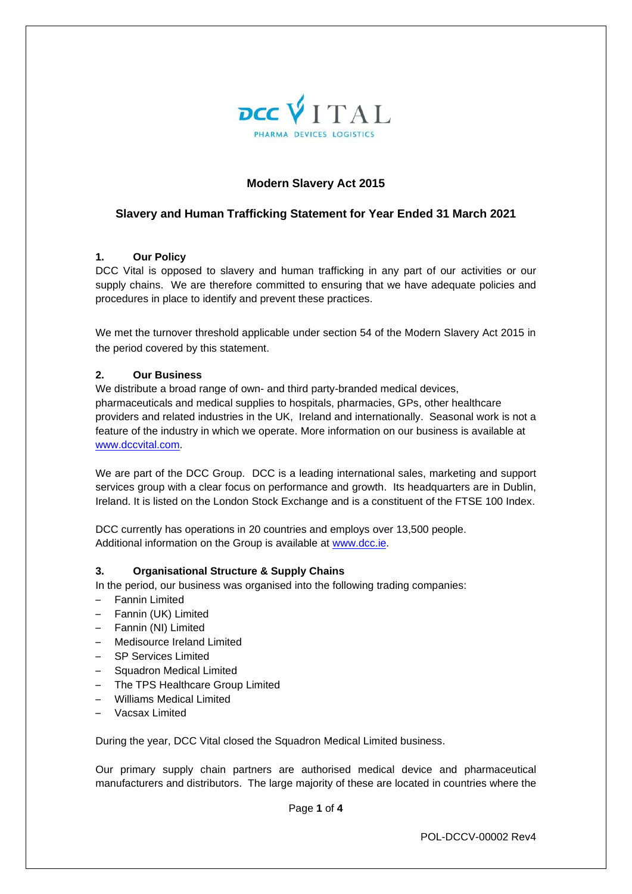DCC VITAL
PHARMA DEVICES LOGISTICS

# Modern Slavery Act 2015

## Slavery and Human Trafficking Statement for Year Ended 31 March 2021

### 1. Our Policy

DCC Vital is opposed to slavery and human trafficking in any part of our activities or our supply chains. We are therefore committed to ensuring that we have adequate policies and procedures in place to identify and prevent these practices.

We met the turnover threshold applicable under section 54 of the Modern Slavery Act 2015 in the period covered by this statement.

### 2. Our Business

We distribute a broad range of own- and third party-branded medical devices, pharmaceuticals and medical supplies to hospitals, pharmacies, GPs, other healthcare providers and related industries in the UK, Ireland and internationally. Seasonal work is not a feature of the industry in which we operate. More information on our business is available at www.dccvital.com.

We are part of the DCC Group. DCC is a leading international sales, marketing and support services group with a clear focus on performance and growth. Its headquarters are in Dublin, Ireland. It is listed on the London Stock Exchange and is a constituent of the FTSE 100 Index.

DCC currently has operations in 20 countries and employs over 13,500 people. Additional information on the Group is available at www.dcc.ie.

### 3. Organisational Structure & Supply Chains

In the period, our business was organised into the following trading companies:

- Fannin Limited
- Fannin (UK) Limited
- Fannin (NI) Limited
- Medisource Ireland Limited
- SP Services Limited
- Squadron Medical Limited
- The TPS Healthcare Group Limited
- Williams Medical Limited
- Vacsax Limited

During the year, DCC Vital closed the Squadron Medical Limited business.

Our primary supply chain partners are authorised medical device and pharmaceutical manufacturers and distributors. The large majority of these are located in countries where the

POL-DCCV-00002 Rev4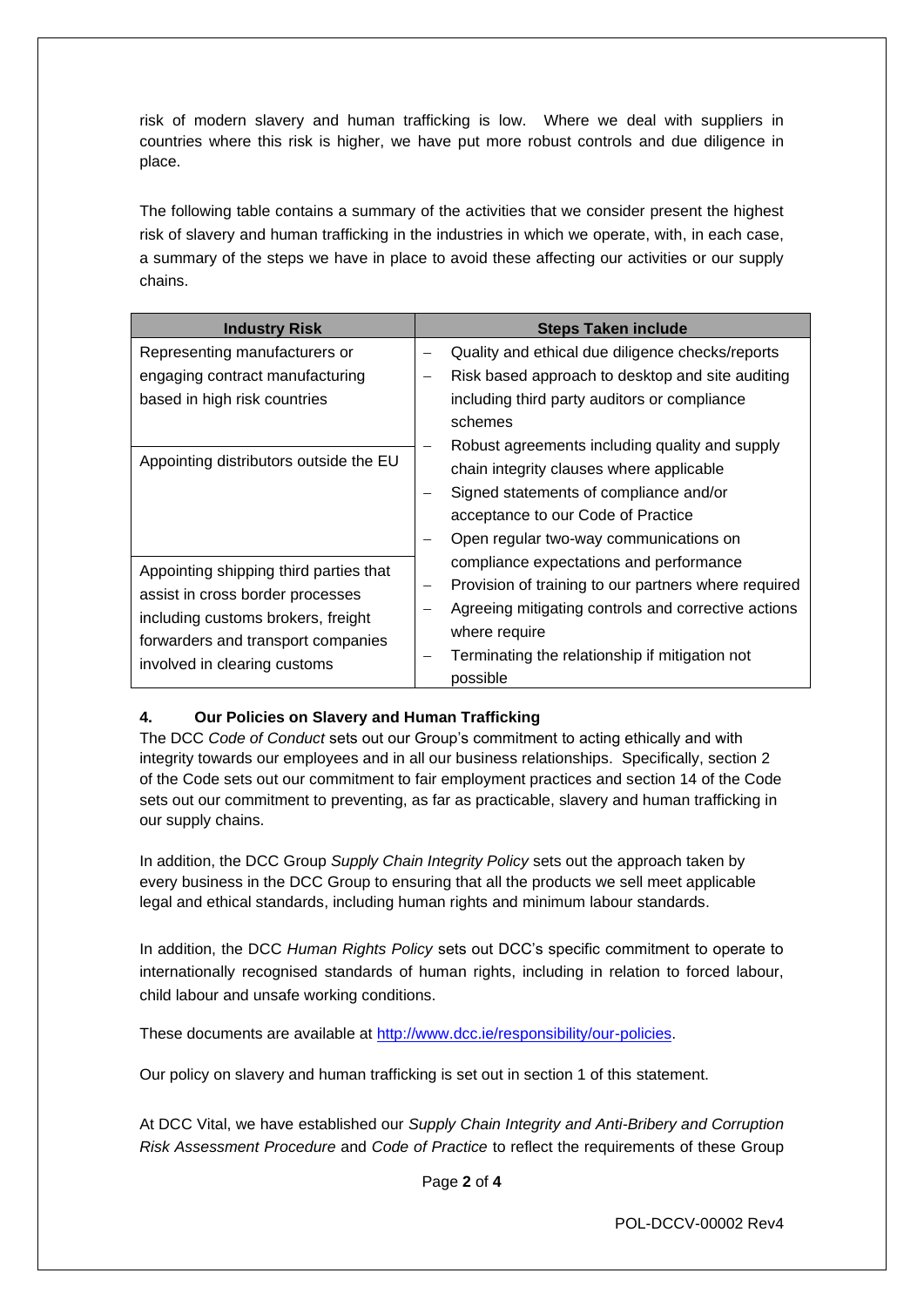risk of modern slavery and human trafficking is low. Where we deal with suppliers in countries where this risk is higher, we have put more robust controls and due diligence in place.

The following table contains a summary of the activities that we consider present the highest risk of slavery and human trafficking in the industries in which we operate, with, in each case, a summary of the steps we have in place to avoid these affecting our activities or our supply chains.

| Industry Risk | Steps Taken include |
|---|---|
| Representing manufacturers or engaging contract manufacturing based in high risk countries<br><br>Appointing distributors outside the EU<br><br>Appointing shipping third parties that assist in cross border processes including customs brokers, freight forwarders and transport companies involved in clearing customs | – Quality and ethical due diligence checks/reports<br>– Risk based approach to desktop and site auditing including third party auditors or compliance schemes<br>– Robust agreements including quality and supply chain integrity clauses where applicable<br>– Signed statements of compliance and/or acceptance to our Code of Practice<br>– Open regular two-way communications on compliance expectations and performance<br>– Provision of training to our partners where required<br>– Agreeing mitigating controls and corrective actions where require<br>– Terminating the relationship if mitigation not possible |

## 4. Our Policies on Slavery and Human Trafficking

The DCC *Code of Conduct* sets out our Group's commitment to acting ethically and with integrity towards our employees and in all our business relationships. Specifically, section 2 of the Code sets out our commitment to fair employment practices and section 14 of the Code sets out our commitment to preventing, as far as practicable, slavery and human trafficking in our supply chains.

In addition, the DCC Group *Supply Chain Integrity Policy* sets out the approach taken by every business in the DCC Group to ensuring that all the products we sell meet applicable legal and ethical standards, including human rights and minimum labour standards.

In addition, the DCC *Human Rights Policy* sets out DCC's specific commitment to operate to internationally recognised standards of human rights, including in relation to forced labour, child labour and unsafe working conditions.

These documents are available at http://www.dcc.ie/responsibility/our-policies.

Our policy on slavery and human trafficking is set out in section 1 of this statement.

At DCC Vital, we have established our *Supply Chain Integrity and Anti-Bribery and Corruption Risk Assessment Procedure* and *Code of Practice* to reflect the requirements of these Group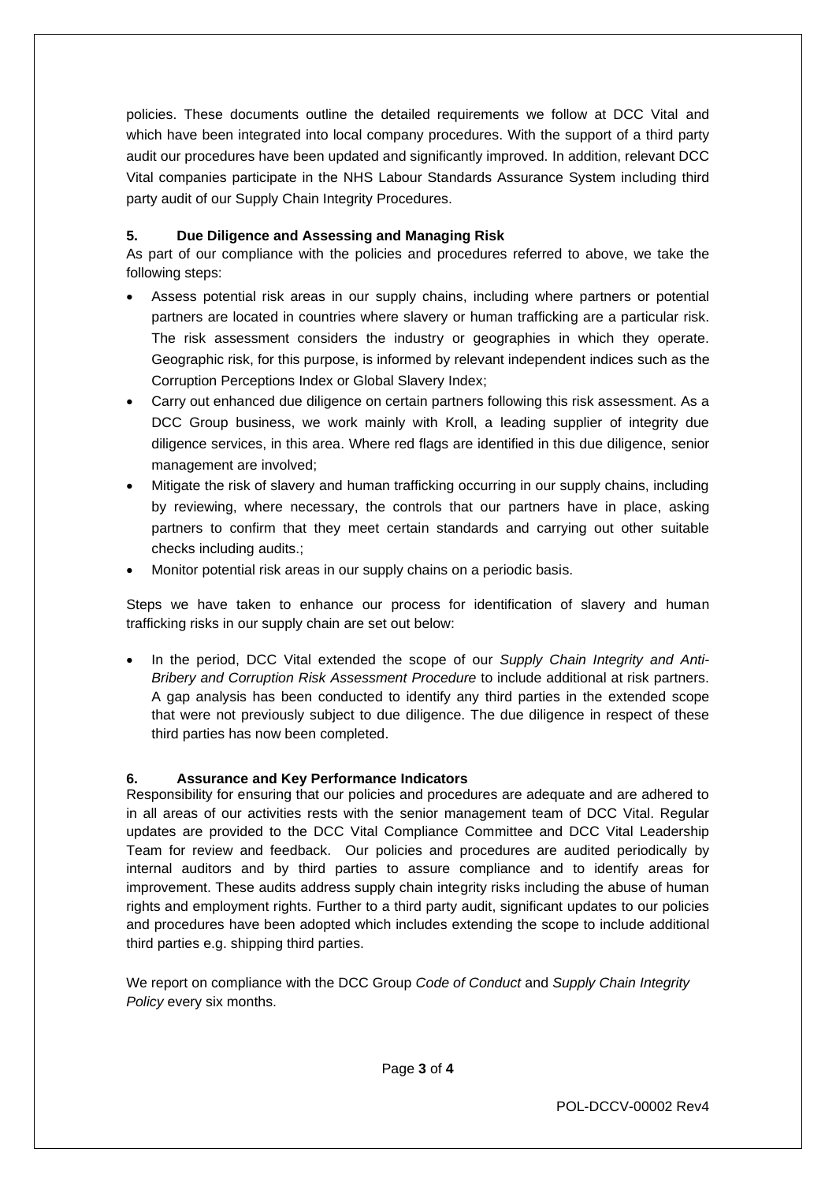policies. These documents outline the detailed requirements we follow at DCC Vital and which have been integrated into local company procedures. With the support of a third party audit our procedures have been updated and significantly improved. In addition, relevant DCC Vital companies participate in the NHS Labour Standards Assurance System including third party audit of our Supply Chain Integrity Procedures.

## 5. Due Diligence and Assessing and Managing Risk

As part of our compliance with the policies and procedures referred to above, we take the following steps:

- Assess potential risk areas in our supply chains, including where partners or potential partners are located in countries where slavery or human trafficking are a particular risk. The risk assessment considers the industry or geographies in which they operate. Geographic risk, for this purpose, is informed by relevant independent indices such as the Corruption Perceptions Index or Global Slavery Index;
- Carry out enhanced due diligence on certain partners following this risk assessment. As a DCC Group business, we work mainly with Kroll, a leading supplier of integrity due diligence services, in this area. Where red flags are identified in this due diligence, senior management are involved;
- Mitigate the risk of slavery and human trafficking occurring in our supply chains, including by reviewing, where necessary, the controls that our partners have in place, asking partners to confirm that they meet certain standards and carrying out other suitable checks including audits.;
- Monitor potential risk areas in our supply chains on a periodic basis.

Steps we have taken to enhance our process for identification of slavery and human trafficking risks in our supply chain are set out below:

- In the period, DCC Vital extended the scope of our *Supply Chain Integrity and Anti-Bribery and Corruption Risk Assessment Procedure* to include additional at risk partners. A gap analysis has been conducted to identify any third parties in the extended scope that were not previously subject to due diligence. The due diligence in respect of these third parties has now been completed.

## 6. Assurance and Key Performance Indicators

Responsibility for ensuring that our policies and procedures are adequate and are adhered to in all areas of our activities rests with the senior management team of DCC Vital. Regular updates are provided to the DCC Vital Compliance Committee and DCC Vital Leadership Team for review and feedback. Our policies and procedures are audited periodically by internal auditors and by third parties to assure compliance and to identify areas for improvement. These audits address supply chain integrity risks including the abuse of human rights and employment rights. Further to a third party audit, significant updates to our policies and procedures have been adopted which includes extending the scope to include additional third parties e.g. shipping third parties.

We report on compliance with the DCC Group *Code of Conduct* and *Supply Chain Integrity Policy* every six months.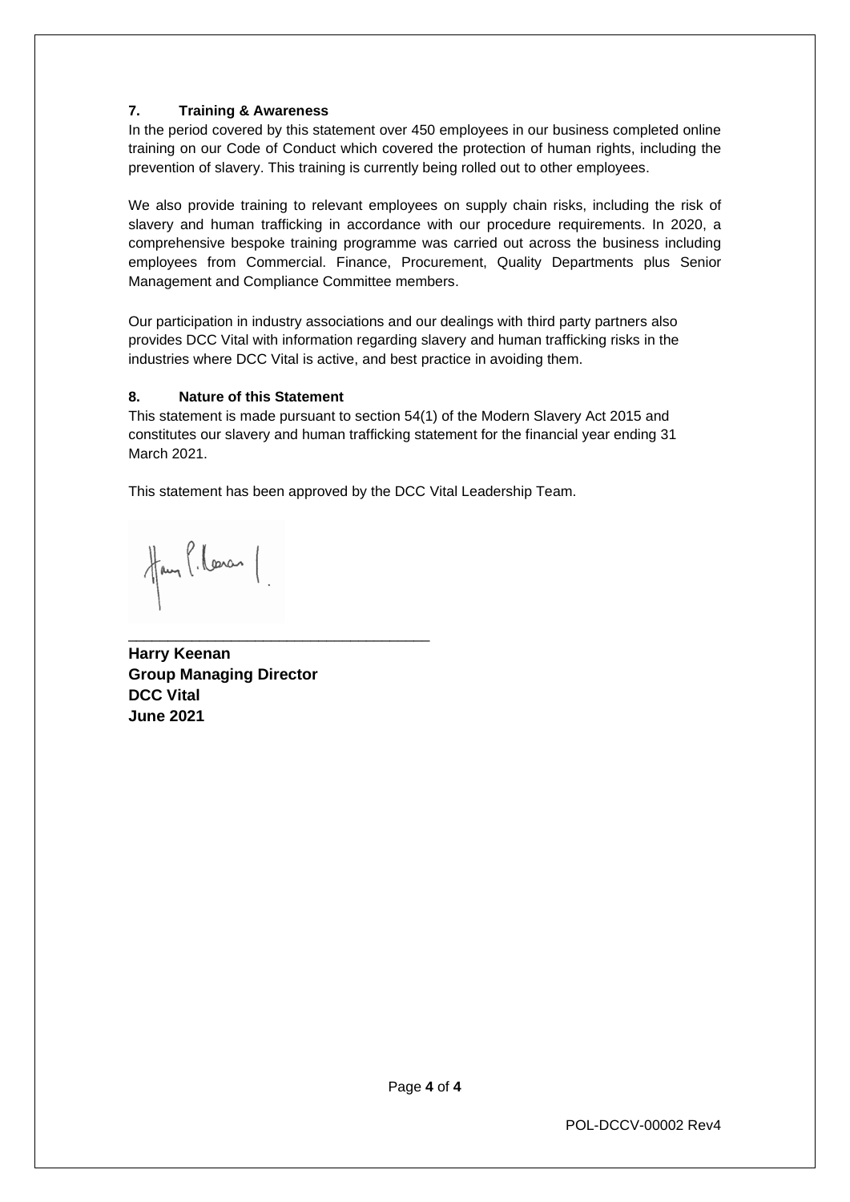## 7. Training & Awareness

In the period covered by this statement over 450 employees in our business completed online training on our Code of Conduct which covered the protection of human rights, including the prevention of slavery. This training is currently being rolled out to other employees.

We also provide training to relevant employees on supply chain risks, including the risk of slavery and human trafficking in accordance with our procedure requirements. In 2020, a comprehensive bespoke training programme was carried out across the business including employees from Commercial. Finance, Procurement, Quality Departments plus Senior Management and Compliance Committee members.

Our participation in industry associations and our dealings with third party partners also provides DCC Vital with information regarding slavery and human trafficking risks in the industries where DCC Vital is active, and best practice in avoiding them.

## 8. Nature of this Statement

This statement is made pursuant to section 54(1) of the Modern Slavery Act 2015 and constitutes our slavery and human trafficking statement for the financial year ending 31 March 2021.

This statement has been approved by the DCC Vital Leadership Team.

\_\_\_\_\_\_\_\_\_\_\_\_\_\_\_\_\_\_\_\_\_\_\_\_\_\_\_\_\_\_\_\_\_\_\_\_

**Harry Keenan**
**Group Managing Director**
**DCC Vital**
**June 2021**

POL-DCCV-00002 Rev4